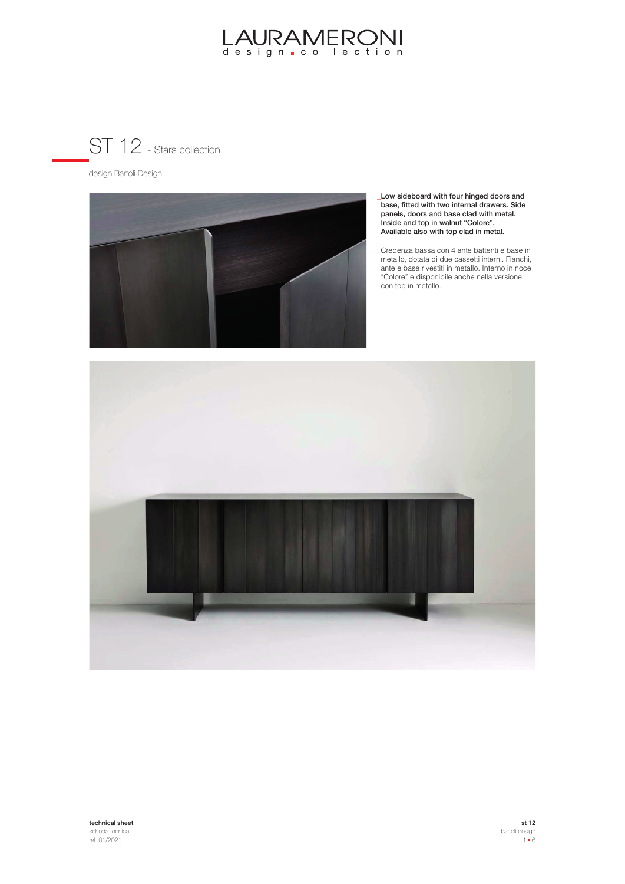# ST 12 - Stars collection

design Bartoli Design

_**Low sideboard with four hinged doors and base, fitted with two internal drawers. Side panels, doors and base clad with metal. Inside and top in walnut "Colore". Available also with top clad in metal.**

_Credenza bassa con 4 ante battenti e base in metallo, dotata di due cassetti interni. Fianchi, ante e base rivestiti in metallo. Interno in noce "Colore" e disponibile anche nella versione con top in metallo.

**technical sheet**
scheda tecnica
rel. 01/2021

**st 12**
bartoli design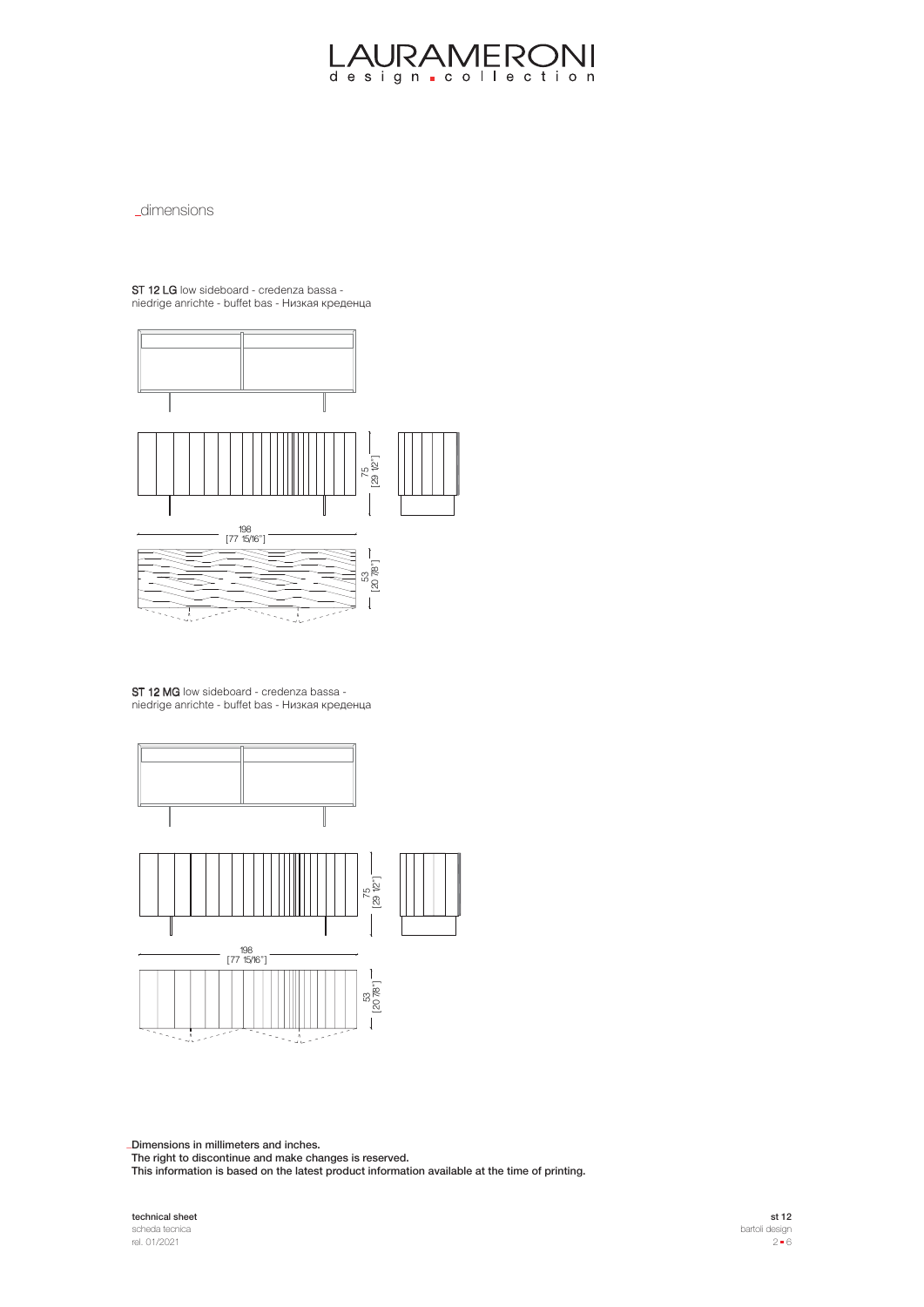_dimensions

**ST 12 LG** low sideboard - credenza bassa - niedrige anrichte - buffet bas - Низкая креденца

75 [29 1/2"]

198 [77 15/16"]

53 [20 7/8"]

**ST 12 MG** low sideboard - credenza bassa - niedrige anrichte - buffet bas - Низкая креденца

75 [29 1/2"]

198 [77 15/16"]

53 [20 7/8"]

_Dimensions in millimeters and inches.
The right to discontinue and make changes is reserved.
This information is based on the latest product information available at the time of printing.

**technical sheet**
scheda tecnica
rel. 01/2021

**st 12**
bartoli design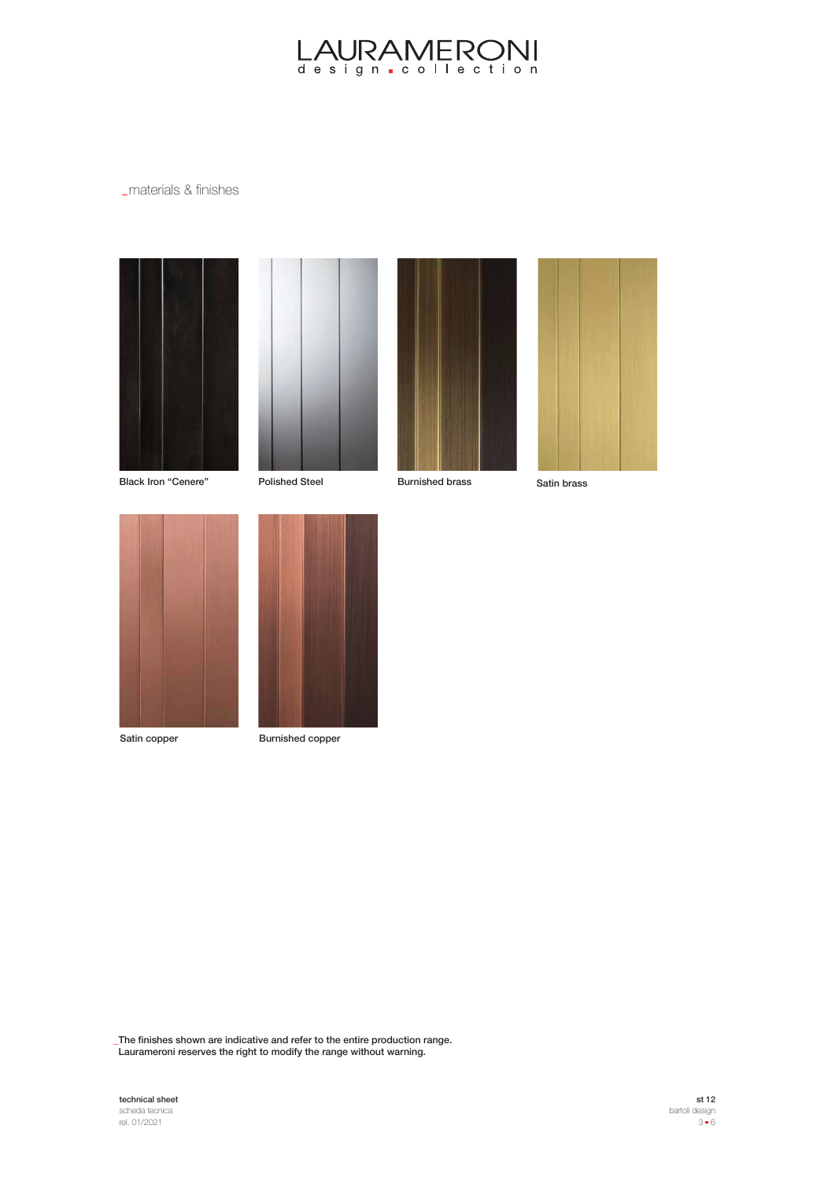LAURAMERONI
design collection

_materials & finishes

Black Iron “Cenere”

Polished Steel

Burnished brass

Satin brass

Satin copper

Burnished copper

_The finishes shown are indicative and refer to the entire production range.
Laurameroni reserves the right to modify the range without warning.

**technical sheet**
scheda tecnica
rel. 01/2021

**st 12**
bartoli design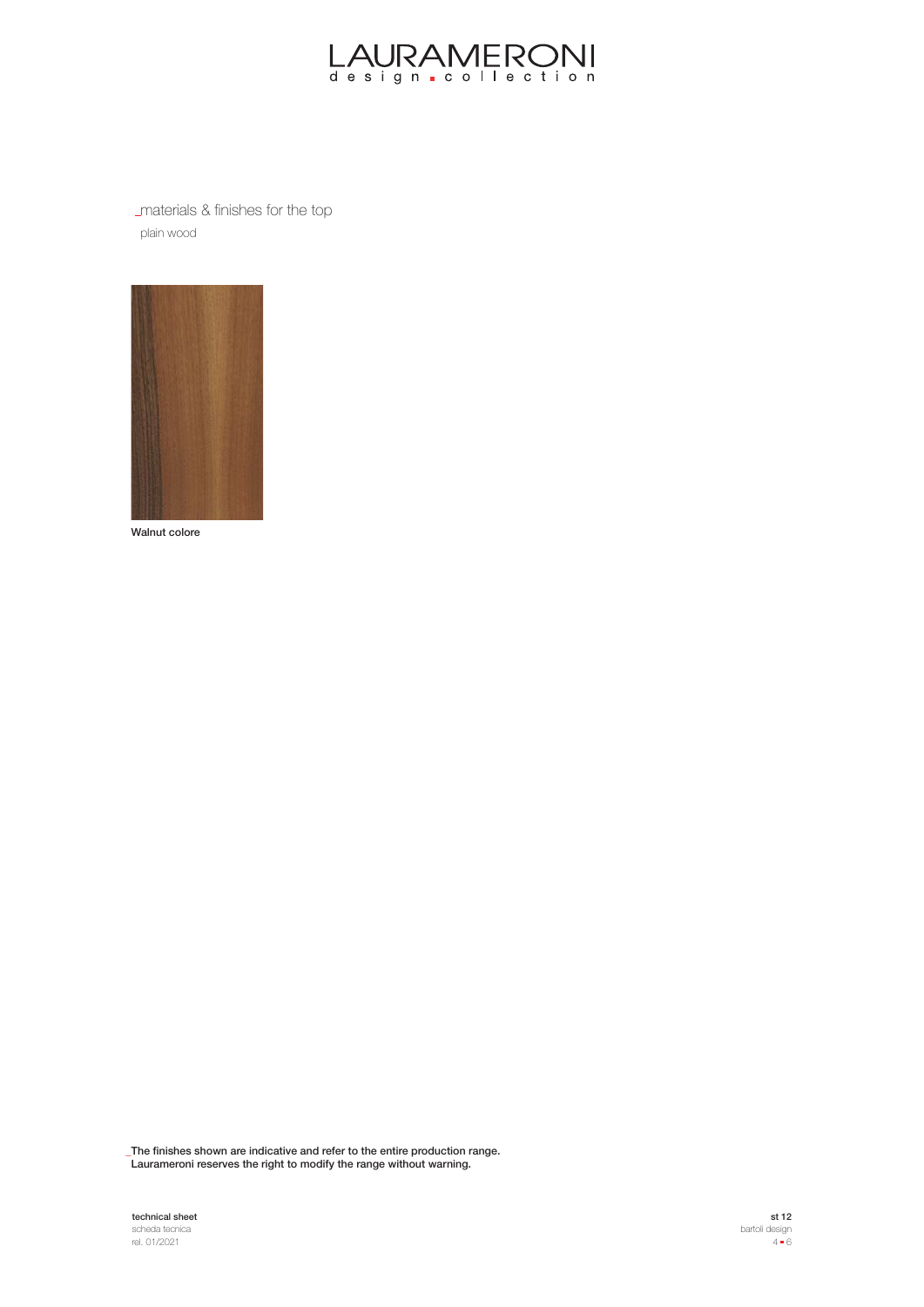_materials & finishes for the top

plain wood

Walnut colore

_The finishes shown are indicative and refer to the entire production range.
Laurameroni reserves the right to modify the range without warning.

**technical sheet**
scheda tecnica
rel. 01/2021

**st 12**
bartoli design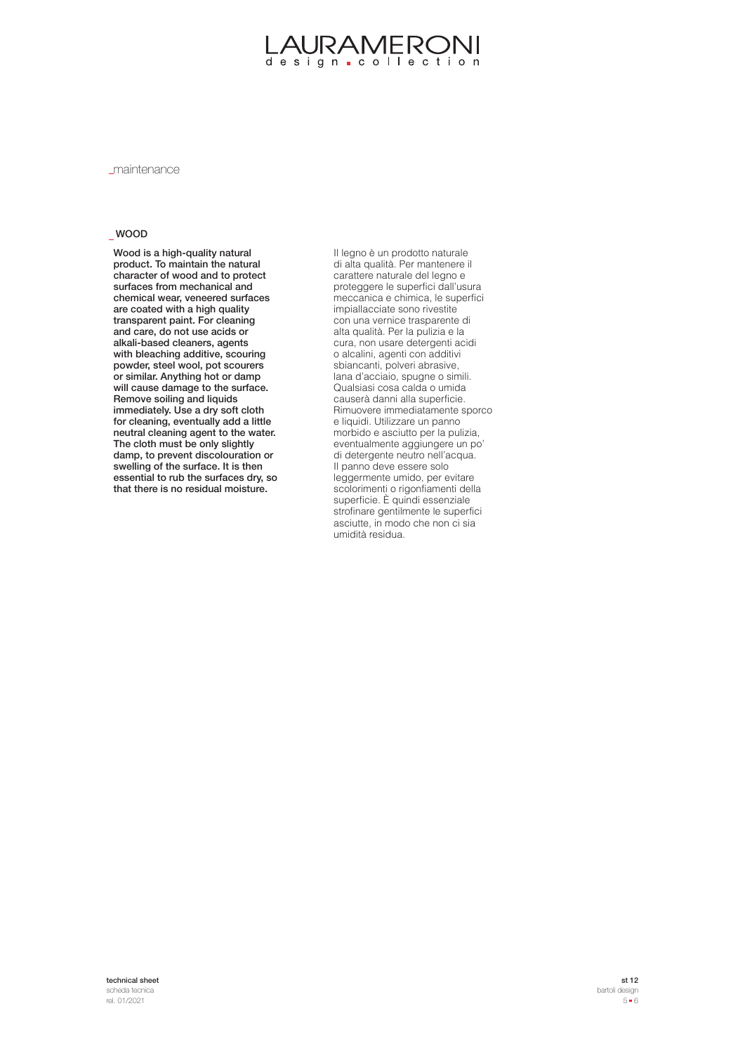_maintenance

## _WOOD

**Wood is a high-quality natural product. To maintain the natural character of wood and to protect surfaces from mechanical and chemical wear, veneered surfaces are coated with a high quality transparent paint. For cleaning and care, do not use acids or alkali-based cleaners, agents with bleaching additive, scouring powder, steel wool, pot scourers or similar. Anything hot or damp will cause damage to the surface. Remove soiling and liquids immediately. Use a dry soft cloth for cleaning, eventually add a little neutral cleaning agent to the water. The cloth must be only slightly damp, to prevent discolouration or swelling of the surface. It is then essential to rub the surfaces dry, so that there is no residual moisture.**

Il legno è un prodotto naturale di alta qualità. Per mantenere il carattere naturale del legno e proteggere le superfici dall'usura meccanica e chimica, le superfici impiallacciate sono rivestite con una vernice trasparente di alta qualità. Per la pulizia e la cura, non usare detergenti acidi o alcalini, agenti con additivi sbiancanti, polveri abrasive, lana d'acciaio, spugne o simili. Qualsiasi cosa calda o umida causerà danni alla superficie. Rimuovere immediatamente sporco e liquidi. Utilizzare un panno morbido e asciutto per la pulizia, eventualmente aggiungere un po' di detergente neutro nell'acqua. Il panno deve essere solo leggermente umido, per evitare scolorimenti o rigonfiamenti della superficie. È quindi essenziale strofinare gentilmente le superfici asciutte, in modo che non ci sia umidità residua.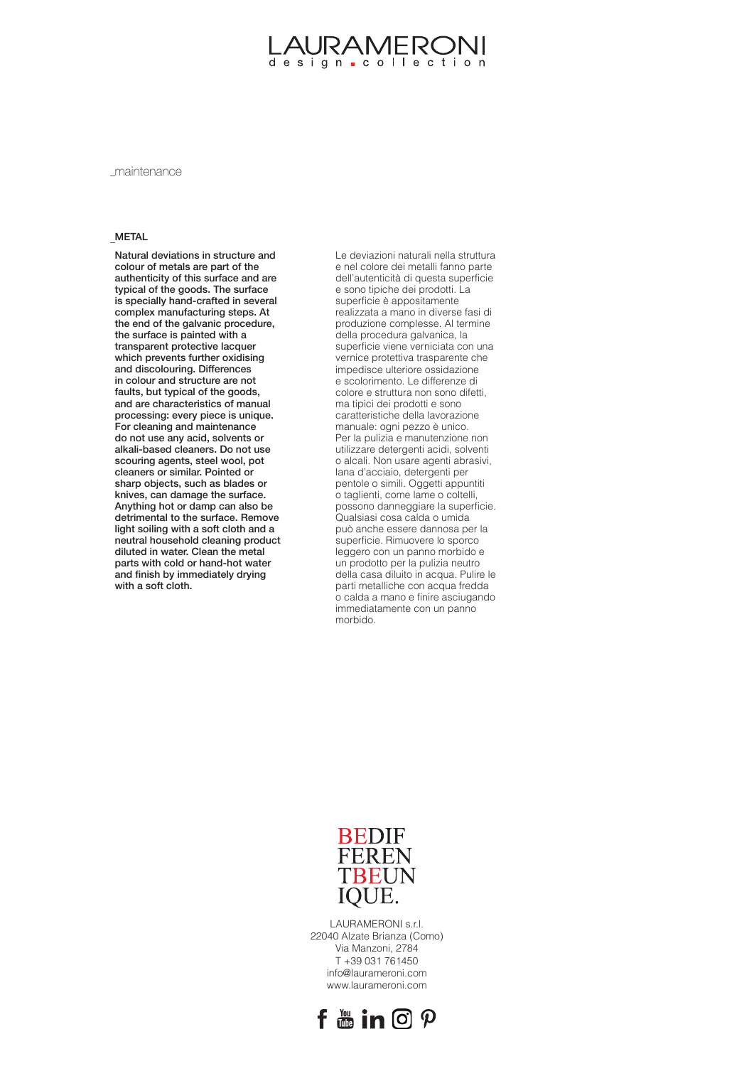# LAURAMERONI
design collection

_maintenance

## _METAL

**Natural deviations in structure and colour of metals are part of the authenticity of this surface and are typical of the goods. The surface is specially hand-crafted in several complex manufacturing steps. At the end of the galvanic procedure, the surface is painted with a transparent protective lacquer which prevents further oxidising and discolouring. Differences in colour and structure are not faults, but typical of the goods, and are characteristics of manual processing: every piece is unique. For cleaning and maintenance do not use any acid, solvents or alkali-based cleaners. Do not use scouring agents, steel wool, pot cleaners or similar. Pointed or sharp objects, such as blades or knives, can damage the surface. Anything hot or damp can also be detrimental to the surface. Remove light soiling with a soft cloth and a neutral household cleaning product diluted in water. Clean the metal parts with cold or hand-hot water and finish by immediately drying with a soft cloth.**

Le deviazioni naturali nella struttura e nel colore dei metalli fanno parte dell'autenticità di questa superficie e sono tipiche dei prodotti. La superficie è appositamente realizzata a mano in diverse fasi di produzione complesse. Al termine della procedura galvanica, la superficie viene verniciata con una vernice protettiva trasparente che impedisce ulteriore ossidazione e scolorimento. Le differenze di colore e struttura non sono difetti, ma tipici dei prodotti e sono caratteristiche della lavorazione manuale: ogni pezzo è unico. Per la pulizia e manutenzione non utilizzare detergenti acidi, solventi o alcali. Non usare agenti abrasivi, lana d'acciaio, detergenti per pentole o simili. Oggetti appuntiti o taglienti, come lame o coltelli, possono danneggiare la superficie. Qualsiasi cosa calda o umida può anche essere dannosa per la superficie. Rimuovere lo sporco leggero con un panno morbido e un prodotto per la pulizia neutro della casa diluito in acqua. Pulire le parti metalliche con acqua fredda o calda a mano e finire asciugando immediatamente con un panno morbido.

BEDIF
FEREN
TBEUN
IQUE.

LAURAMERONI s.r.l.
22040 Alzate Brianza (Como)
Via Manzoni, 2784
T +39 031 761450
info@laurameroni.com
www.laurameroni.com